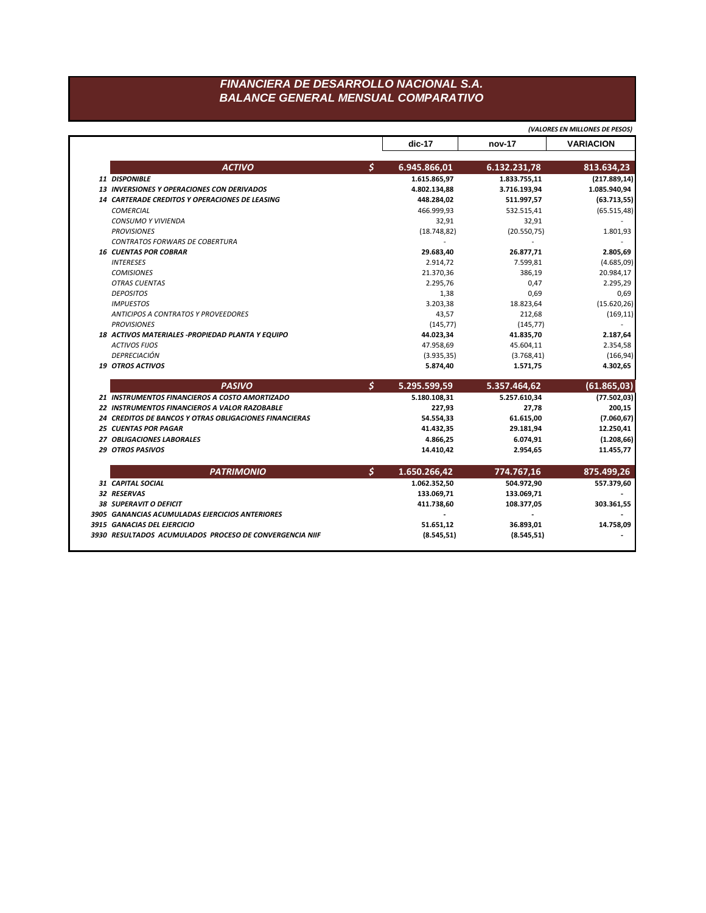# FINANCIERA DE DESARROLLO NACIONAL S.A.
## BALANCE GENERAL MENSUAL COMPARATIVO

*(VALORES EN MILLONES DE PESOS)*

| | | dic-17 | nov-17 | VARIACION |
|---|---|---|---|---|
| **ACTIVO** | **$** | **6.945.866,01** | **6.132.231,78** | **813.634,23** |
| **11 DISPONIBLE** | | **1.615.865,97** | **1.833.755,11** | **(217.889,14)** |
| **13 INVERSIONES Y OPERACIONES CON DERIVADOS** | | **4.802.134,88** | **3.716.193,94** | **1.085.940,94** |
| **14 CARTERADE CREDITOS Y OPERACIONES DE LEASING** | | **448.284,02** | **511.997,57** | **(63.713,55)** |
| *COMERCIAL* | | 466.999,93 | 532.515,41 | (65.515,48) |
| *CONSUMO Y VIVIENDA* | | 32,91 | 32,91 | - |
| *PROVISIONES* | | (18.748,82) | (20.550,75) | 1.801,93 |
| *CONTRATOS FORWARS DE COBERTURA* | | - | - | - |
| **16 CUENTAS POR COBRAR** | | **29.683,40** | **26.877,71** | **2.805,69** |
| *INTERESES* | | 2.914,72 | 7.599,81 | (4.685,09) |
| *COMISIONES* | | 21.370,36 | 386,19 | 20.984,17 |
| *OTRAS CUENTAS* | | 2.295,76 | 0,47 | 2.295,29 |
| *DEPOSITOS* | | 1,38 | 0,69 | 0,69 |
| *IMPUESTOS* | | 3.203,38 | 18.823,64 | (15.620,26) |
| *ANTICIPOS A CONTRATOS Y PROVEEDORES* | | 43,57 | 212,68 | (169,11) |
| *PROVISIONES* | | (145,77) | (145,77) | - |
| **18 ACTIVOS MATERIALES -PROPIEDAD PLANTA Y EQUIPO** | | **44.023,34** | **41.835,70** | **2.187,64** |
| *ACTIVOS FIJOS* | | 47.958,69 | 45.604,11 | 2.354,58 |
| *DEPRECIACIÓN* | | (3.935,35) | (3.768,41) | (166,94) |
| **19 OTROS ACTIVOS** | | **5.874,40** | **1.571,75** | **4.302,65** |
| **PASIVO** | **$** | **5.295.599,59** | **5.357.464,62** | **(61.865,03)** |
| **21 INSTRUMENTOS FINANCIEROS A COSTO AMORTIZADO** | | **5.180.108,31** | **5.257.610,34** | **(77.502,03)** |
| **22 INSTRUMENTOS FINANCIEROS A VALOR RAZOBABLE** | | **227,93** | **27,78** | **200,15** |
| **24 CREDITOS DE BANCOS Y OTRAS OBLIGACIONES FINANCIERAS** | | **54.554,33** | **61.615,00** | **(7.060,67)** |
| **25 CUENTAS POR PAGAR** | | **41.432,35** | **29.181,94** | **12.250,41** |
| **27 OBLIGACIONES LABORALES** | | **4.866,25** | **6.074,91** | **(1.208,66)** |
| **29 OTROS PASIVOS** | | **14.410,42** | **2.954,65** | **11.455,77** |
| **PATRIMONIO** | **$** | **1.650.266,42** | **774.767,16** | **875.499,26** |
| **31 CAPITAL SOCIAL** | | **1.062.352,50** | **504.972,90** | **557.379,60** |
| **32 RESERVAS** | | **133.069,71** | **133.069,71** | **-** |
| **38 SUPERAVIT O DEFICIT** | | **411.738,60** | **108.377,05** | **303.361,55** |
| **3905 GANANCIAS ACUMULADAS EJERCICIOS ANTERIORES** | | **-** | **-** | **-** |
| **3915 GANACIAS DEL EJERCICIO** | | **51.651,12** | **36.893,01** | **14.758,09** |
| **3930 RESULTADOS ACUMULADOS PROCESO DE CONVERGENCIA NIIF** | | **(8.545,51)** | **(8.545,51)** | **-** |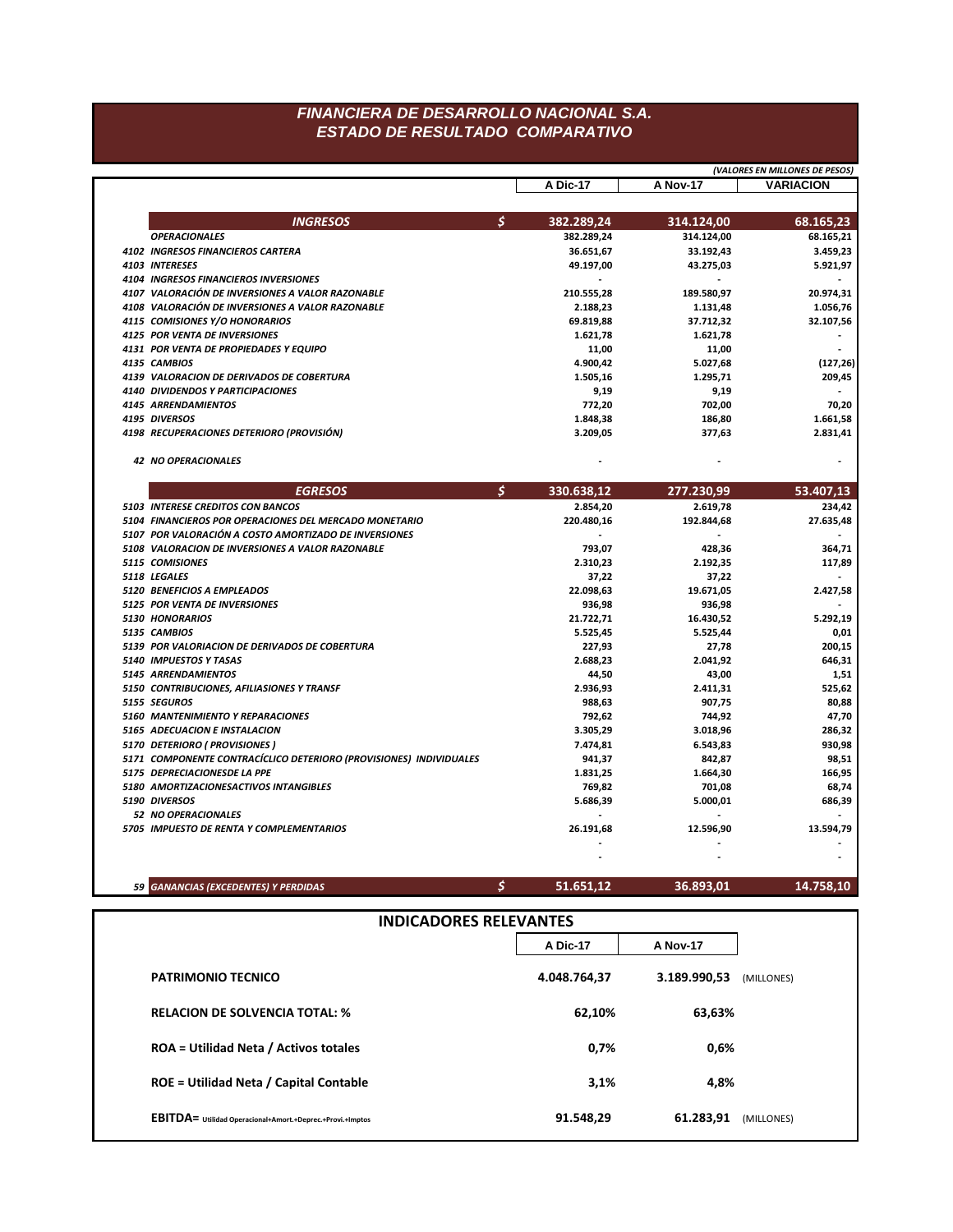# FINANCIERA DE DESARROLLO NACIONAL S.A.
## ESTADO DE RESULTADO COMPARATIVO

*(VALORES EN MILLONES DE PESOS)*

| | | A Dic-17 | A Nov-17 | VARIACION |
|---|---|---|---|---|
| **INGRESOS** | $ | **382.289,24** | **314.124,00** | **68.165,23** |
| OPERACIONALES | | 382.289,24 | 314.124,00 | 68.165,21 |
| 4102 INGRESOS FINANCIEROS CARTERA | | 36.651,67 | 33.192,43 | 3.459,23 |
| 4103 INTERESES | | 49.197,00 | 43.275,03 | 5.921,97 |
| 4104 INGRESOS FINANCIEROS INVERSIONES | | - | - | - |
| 4107 VALORACIÓN DE INVERSIONES A VALOR RAZONABLE | | 210.555,28 | 189.580,97 | 20.974,31 |
| 4108 VALORACIÓN DE INVERSIONES A VALOR RAZONABLE | | 2.188,23 | 1.131,48 | 1.056,76 |
| 4115 COMISIONES Y/O HONORARIOS | | 69.819,88 | 37.712,32 | 32.107,56 |
| 4125 POR VENTA DE INVERSIONES | | 1.621,78 | 1.621,78 | - |
| 4131 POR VENTA DE PROPIEDADES Y EQUIPO | | 11,00 | 11,00 | - |
| 4135 CAMBIOS | | 4.900,42 | 5.027,68 | (127,26) |
| 4139 VALORACION DE DERIVADOS DE COBERTURA | | 1.505,16 | 1.295,71 | 209,45 |
| 4140 DIVIDENDOS Y PARTICIPACIONES | | 9,19 | 9,19 | - |
| 4145 ARRENDAMIENTOS | | 772,20 | 702,00 | 70,20 |
| 4195 DIVERSOS | | 1.848,38 | 186,80 | 1.661,58 |
| 4198 RECUPERACIONES DETERIORO (PROVISIÓN) | | 3.209,05 | 377,63 | 2.831,41 |
| 42 NO OPERACIONALES | | - | - | - |
| **EGRESOS** | $ | **330.638,12** | **277.230,99** | **53.407,13** |
| 5103 INTERESE CREDITOS CON BANCOS | | 2.854,20 | 2.619,78 | 234,42 |
| 5104 FINANCIEROS POR OPERACIONES DEL MERCADO MONETARIO | | 220.480,16 | 192.844,68 | 27.635,48 |
| 5107 POR VALORACIÓN A COSTO AMORTIZADO DE INVERSIONES | | - | - | - |
| 5108 VALORACION DE INVERSIONES A VALOR RAZONABLE | | 793,07 | 428,36 | 364,71 |
| 5115 COMISIONES | | 2.310,23 | 2.192,35 | 117,89 |
| 5118 LEGALES | | 37,22 | 37,22 | - |
| 5120 BENEFICIOS A EMPLEADOS | | 22.098,63 | 19.671,05 | 2.427,58 |
| 5125 POR VENTA DE INVERSIONES | | 936,98 | 936,98 | - |
| 5130 HONORARIOS | | 21.722,71 | 16.430,52 | 5.292,19 |
| 5135 CAMBIOS | | 5.525,45 | 5.525,44 | 0,01 |
| 5139 POR VALORIACION DE DERIVADOS DE COBERTURA | | 227,93 | 27,78 | 200,15 |
| 5140 IMPUESTOS Y TASAS | | 2.688,23 | 2.041,92 | 646,31 |
| 5145 ARRENDAMIENTOS | | 44,50 | 43,00 | 1,51 |
| 5150 CONTRIBUCIONES, AFILIASIONES Y TRANSF | | 2.936,93 | 2.411,31 | 525,62 |
| 5155 SEGUROS | | 988,63 | 907,75 | 80,88 |
| 5160 MANTENIMIENTO Y REPARACIONES | | 792,62 | 744,92 | 47,70 |
| 5165 ADECUACION E INSTALACION | | 3.305,29 | 3.018,96 | 286,32 |
| 5170 DETERIORO ( PROVISIONES ) | | 7.474,81 | 6.543,83 | 930,98 |
| 5171 COMPONENTE CONTRACÍCLICO DETERIORO (PROVISIONES) INDIVIDUALES | | 941,37 | 842,87 | 98,51 |
| 5175 DEPRECIACIONESDE LA PPE | | 1.831,25 | 1.664,30 | 166,95 |
| 5180 AMORTIZACIONESACTIVOS INTANGIBLES | | 769,82 | 701,08 | 68,74 |
| 5190 DIVERSOS | | 5.686,39 | 5.000,01 | 686,39 |
| 52 NO OPERACIONALES | | - | - | - |
| 5705 IMPUESTO DE RENTA Y COMPLEMENTARIOS | | 26.191,68 | 12.596,90 | 13.594,79 |
| | | - | - | - |
| | | - | - | - |
| **59 GANANCIAS (EXCEDENTES) Y PERDIDAS** | $ | **51.651,12** | **36.893,01** | **14.758,10** |

## INDICADORES RELEVANTES

| | A Dic-17 | A Nov-17 | |
|---|---|---|---|
| **PATRIMONIO TECNICO** | **4.048.764,37** | **3.189.990,53** | (MILLONES) |
| **RELACION DE SOLVENCIA TOTAL: %** | **62,10%** | **63,63%** | |
| **ROA = Utilidad Neta / Activos totales** | **0,7%** | **0,6%** | |
| **ROE = Utilidad Neta / Capital Contable** | **3,1%** | **4,8%** | |
| **EBITDA=** Utilidad Operacional+Amort.+Deprec.+Provi.+Imptos | **91.548,29** | **61.283,91** | (MILLONES) |